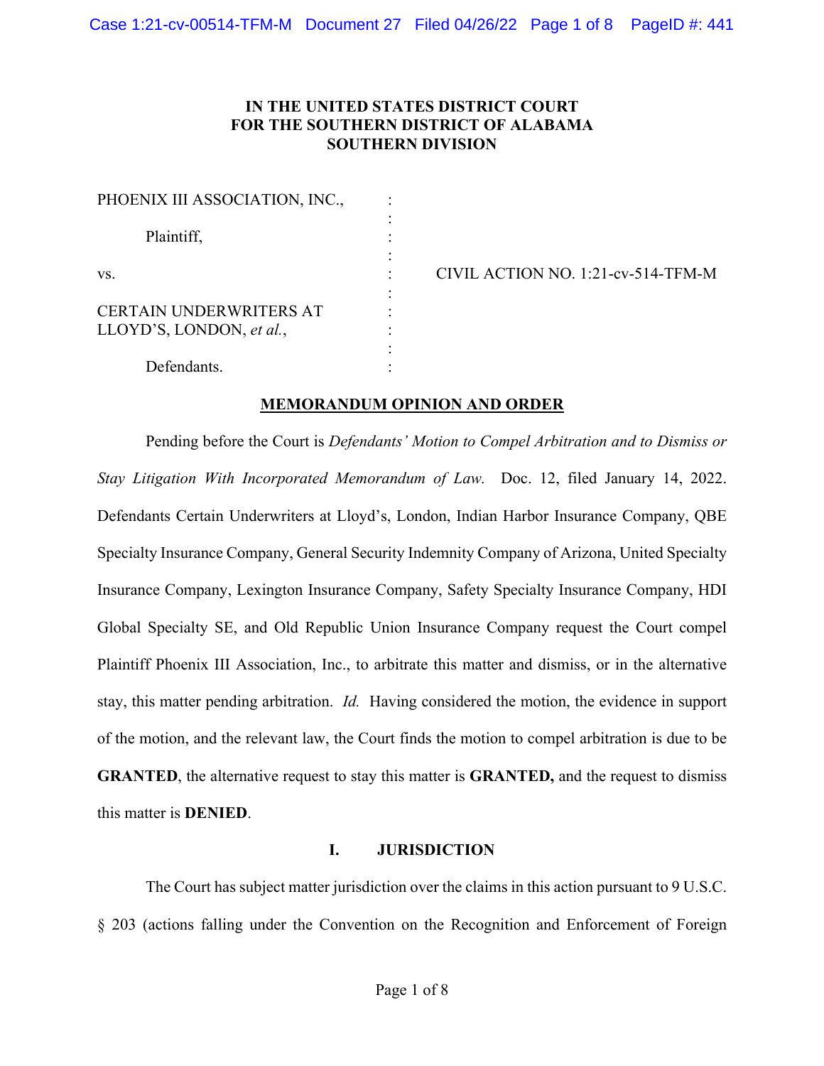**IN THE UNITED STATES DISTRICT COURT**
**FOR THE SOUTHERN DISTRICT OF ALABAMA**
**SOUTHERN DIVISION**

| | | |
|---|---|---|
| PHOENIX III ASSOCIATION, INC., | : | |
| | : | |
| Plaintiff, | : | |
| | : | |
| vs. | : | CIVIL ACTION NO. 1:21-cv-514-TFM-M |
| | : | |
| CERTAIN UNDERWRITERS AT LLOYD'S, LONDON, *et al.*, | : | |
| | : | |
| Defendants. | : | |

**MEMORANDUM OPINION AND ORDER**

Pending before the Court is *Defendants' Motion to Compel Arbitration and to Dismiss or Stay Litigation With Incorporated Memorandum of Law.* Doc. 12, filed January 14, 2022. Defendants Certain Underwriters at Lloyd's, London, Indian Harbor Insurance Company, QBE Specialty Insurance Company, General Security Indemnity Company of Arizona, United Specialty Insurance Company, Lexington Insurance Company, Safety Specialty Insurance Company, HDI Global Specialty SE, and Old Republic Union Insurance Company request the Court compel Plaintiff Phoenix III Association, Inc., to arbitrate this matter and dismiss, or in the alternative stay, this matter pending arbitration. *Id.* Having considered the motion, the evidence in support of the motion, and the relevant law, the Court finds the motion to compel arbitration is due to be **GRANTED**, the alternative request to stay this matter is **GRANTED,** and the request to dismiss this matter is **DENIED**.

## I. JURISDICTION

The Court has subject matter jurisdiction over the claims in this action pursuant to 9 U.S.C. § 203 (actions falling under the Convention on the Recognition and Enforcement of Foreign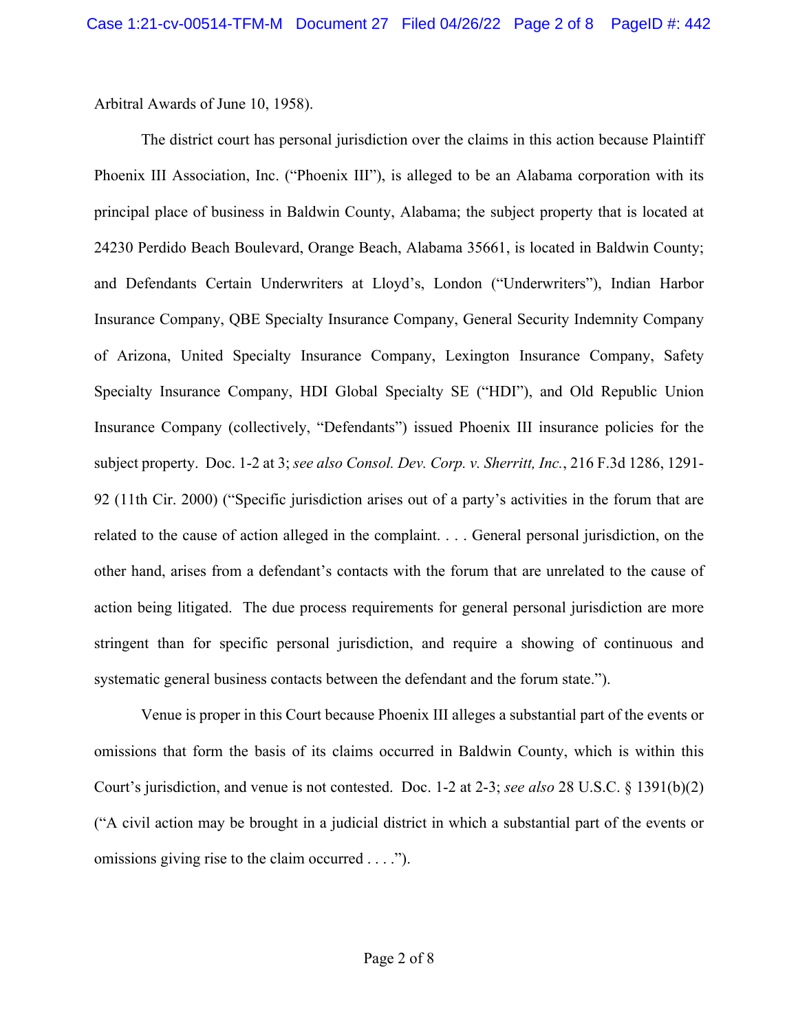Arbitral Awards of June 10, 1958).

The district court has personal jurisdiction over the claims in this action because Plaintiff Phoenix III Association, Inc. ("Phoenix III"), is alleged to be an Alabama corporation with its principal place of business in Baldwin County, Alabama; the subject property that is located at 24230 Perdido Beach Boulevard, Orange Beach, Alabama 35661, is located in Baldwin County; and Defendants Certain Underwriters at Lloyd's, London ("Underwriters"), Indian Harbor Insurance Company, QBE Specialty Insurance Company, General Security Indemnity Company of Arizona, United Specialty Insurance Company, Lexington Insurance Company, Safety Specialty Insurance Company, HDI Global Specialty SE ("HDI"), and Old Republic Union Insurance Company (collectively, "Defendants") issued Phoenix III insurance policies for the subject property. Doc. 1-2 at 3; *see also Consol. Dev. Corp. v. Sherritt, Inc.*, 216 F.3d 1286, 1291-92 (11th Cir. 2000) ("Specific jurisdiction arises out of a party's activities in the forum that are related to the cause of action alleged in the complaint. . . . General personal jurisdiction, on the other hand, arises from a defendant's contacts with the forum that are unrelated to the cause of action being litigated. The due process requirements for general personal jurisdiction are more stringent than for specific personal jurisdiction, and require a showing of continuous and systematic general business contacts between the defendant and the forum state.").

Venue is proper in this Court because Phoenix III alleges a substantial part of the events or omissions that form the basis of its claims occurred in Baldwin County, which is within this Court's jurisdiction, and venue is not contested. Doc. 1-2 at 2-3; *see also* 28 U.S.C. § 1391(b)(2) ("A civil action may be brought in a judicial district in which a substantial part of the events or omissions giving rise to the claim occurred . . . .").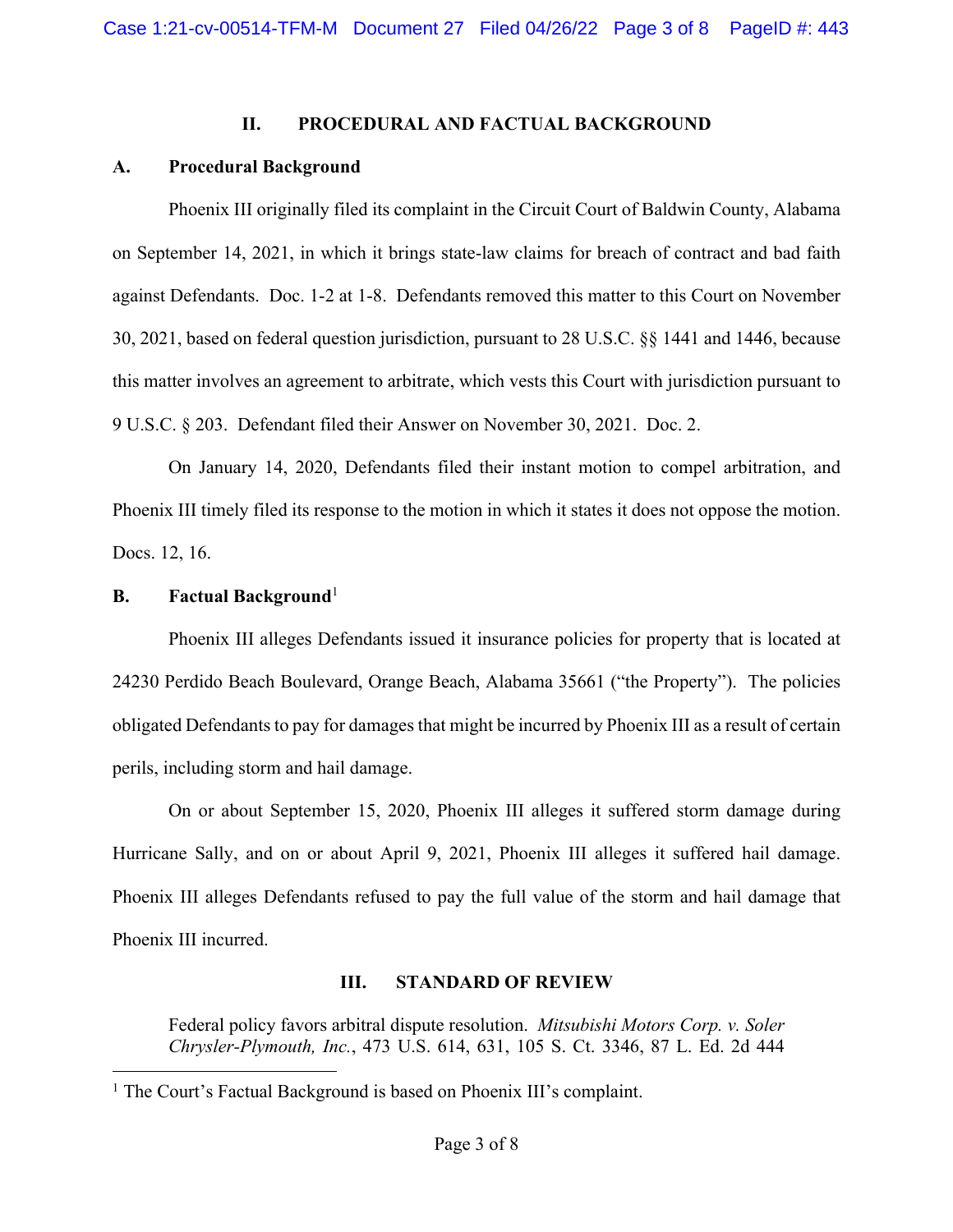## II. PROCEDURAL AND FACTUAL BACKGROUND

### A. Procedural Background

Phoenix III originally filed its complaint in the Circuit Court of Baldwin County, Alabama on September 14, 2021, in which it brings state-law claims for breach of contract and bad faith against Defendants. Doc. 1-2 at 1-8. Defendants removed this matter to this Court on November 30, 2021, based on federal question jurisdiction, pursuant to 28 U.S.C. §§ 1441 and 1446, because this matter involves an agreement to arbitrate, which vests this Court with jurisdiction pursuant to 9 U.S.C. § 203. Defendant filed their Answer on November 30, 2021. Doc. 2.

On January 14, 2020, Defendants filed their instant motion to compel arbitration, and Phoenix III timely filed its response to the motion in which it states it does not oppose the motion. Docs. 12, 16.

### B. Factual Background[1]

Phoenix III alleges Defendants issued it insurance policies for property that is located at 24230 Perdido Beach Boulevard, Orange Beach, Alabama 35661 ("the Property"). The policies obligated Defendants to pay for damages that might be incurred by Phoenix III as a result of certain perils, including storm and hail damage.

On or about September 15, 2020, Phoenix III alleges it suffered storm damage during Hurricane Sally, and on or about April 9, 2021, Phoenix III alleges it suffered hail damage. Phoenix III alleges Defendants refused to pay the full value of the storm and hail damage that Phoenix III incurred.

## III. STANDARD OF REVIEW

Federal policy favors arbitral dispute resolution. *Mitsubishi Motors Corp. v. Soler Chrysler-Plymouth, Inc.*, 473 U.S. 614, 631, 105 S. Ct. 3346, 87 L. Ed. 2d 444

---

[1] The Court's Factual Background is based on Phoenix III's complaint.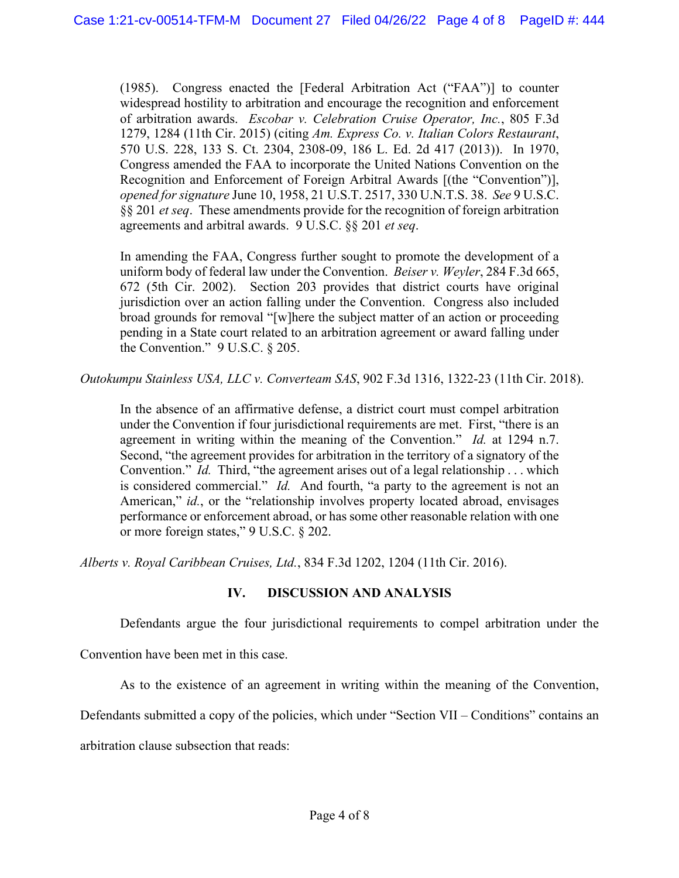(1985). Congress enacted the [Federal Arbitration Act ("FAA")] to counter widespread hostility to arbitration and encourage the recognition and enforcement of arbitration awards. *Escobar v. Celebration Cruise Operator, Inc.*, 805 F.3d 1279, 1284 (11th Cir. 2015) (citing *Am. Express Co. v. Italian Colors Restaurant*, 570 U.S. 228, 133 S. Ct. 2304, 2308-09, 186 L. Ed. 2d 417 (2013)). In 1970, Congress amended the FAA to incorporate the United Nations Convention on the Recognition and Enforcement of Foreign Arbitral Awards [(the "Convention")], *opened for signature* June 10, 1958, 21 U.S.T. 2517, 330 U.N.T.S. 38. *See* 9 U.S.C. §§ 201 *et seq*. These amendments provide for the recognition of foreign arbitration agreements and arbitral awards. 9 U.S.C. §§ 201 *et seq*.

> In amending the FAA, Congress further sought to promote the development of a uniform body of federal law under the Convention. *Beiser v. Weyler*, 284 F.3d 665, 672 (5th Cir. 2002). Section 203 provides that district courts have original jurisdiction over an action falling under the Convention. Congress also included broad grounds for removal "[w]here the subject matter of an action or proceeding pending in a State court related to an arbitration agreement or award falling under the Convention." 9 U.S.C. § 205.

*Outokumpu Stainless USA, LLC v. Converteam SAS*, 902 F.3d 1316, 1322-23 (11th Cir. 2018).

> In the absence of an affirmative defense, a district court must compel arbitration under the Convention if four jurisdictional requirements are met. First, "there is an agreement in writing within the meaning of the Convention." *Id.* at 1294 n.7. Second, "the agreement provides for arbitration in the territory of a signatory of the Convention." *Id.* Third, "the agreement arises out of a legal relationship . . . which is considered commercial." *Id.* And fourth, "a party to the agreement is not an American," *id.*, or the "relationship involves property located abroad, envisages performance or enforcement abroad, or has some other reasonable relation with one or more foreign states," 9 U.S.C. § 202.

*Alberts v. Royal Caribbean Cruises, Ltd.*, 834 F.3d 1202, 1204 (11th Cir. 2016).

## IV. DISCUSSION AND ANALYSIS

Defendants argue the four jurisdictional requirements to compel arbitration under the Convention have been met in this case.

As to the existence of an agreement in writing within the meaning of the Convention, Defendants submitted a copy of the policies, which under "Section VII – Conditions" contains an arbitration clause subsection that reads: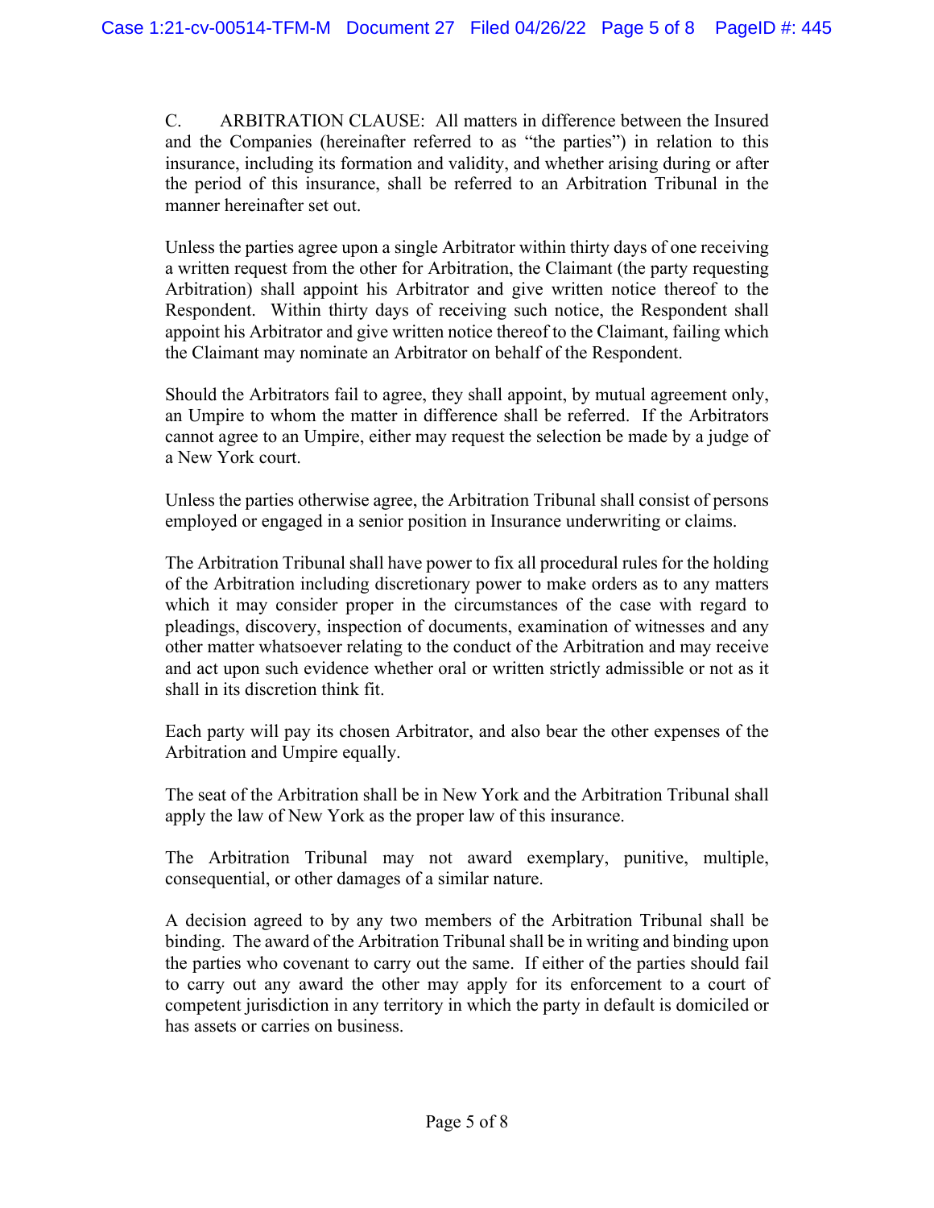C. ARBITRATION CLAUSE: All matters in difference between the Insured and the Companies (hereinafter referred to as "the parties") in relation to this insurance, including its formation and validity, and whether arising during or after the period of this insurance, shall be referred to an Arbitration Tribunal in the manner hereinafter set out.

Unless the parties agree upon a single Arbitrator within thirty days of one receiving a written request from the other for Arbitration, the Claimant (the party requesting Arbitration) shall appoint his Arbitrator and give written notice thereof to the Respondent. Within thirty days of receiving such notice, the Respondent shall appoint his Arbitrator and give written notice thereof to the Claimant, failing which the Claimant may nominate an Arbitrator on behalf of the Respondent.

Should the Arbitrators fail to agree, they shall appoint, by mutual agreement only, an Umpire to whom the matter in difference shall be referred. If the Arbitrators cannot agree to an Umpire, either may request the selection be made by a judge of a New York court.

Unless the parties otherwise agree, the Arbitration Tribunal shall consist of persons employed or engaged in a senior position in Insurance underwriting or claims.

The Arbitration Tribunal shall have power to fix all procedural rules for the holding of the Arbitration including discretionary power to make orders as to any matters which it may consider proper in the circumstances of the case with regard to pleadings, discovery, inspection of documents, examination of witnesses and any other matter whatsoever relating to the conduct of the Arbitration and may receive and act upon such evidence whether oral or written strictly admissible or not as it shall in its discretion think fit.

Each party will pay its chosen Arbitrator, and also bear the other expenses of the Arbitration and Umpire equally.

The seat of the Arbitration shall be in New York and the Arbitration Tribunal shall apply the law of New York as the proper law of this insurance.

The Arbitration Tribunal may not award exemplary, punitive, multiple, consequential, or other damages of a similar nature.

A decision agreed to by any two members of the Arbitration Tribunal shall be binding. The award of the Arbitration Tribunal shall be in writing and binding upon the parties who covenant to carry out the same. If either of the parties should fail to carry out any award the other may apply for its enforcement to a court of competent jurisdiction in any territory in which the party in default is domiciled or has assets or carries on business.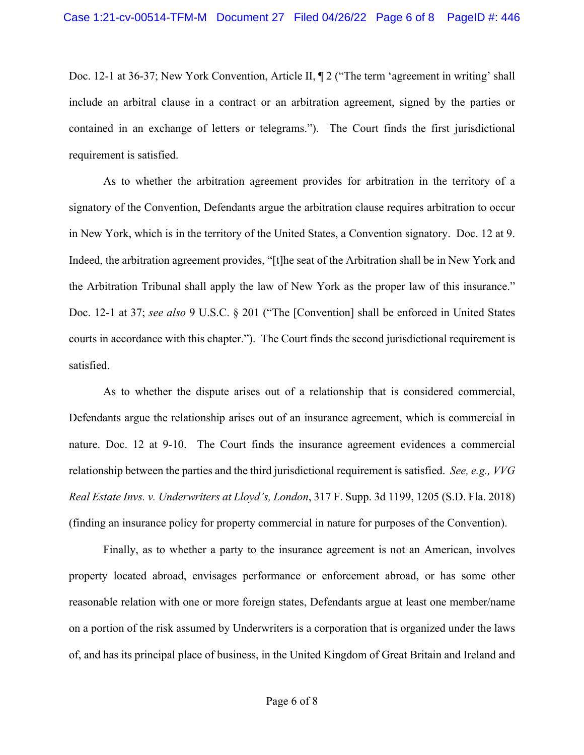Doc. 12-1 at 36-37; New York Convention, Article II, ¶ 2 ("The term 'agreement in writing' shall include an arbitral clause in a contract or an arbitration agreement, signed by the parties or contained in an exchange of letters or telegrams."). The Court finds the first jurisdictional requirement is satisfied.

As to whether the arbitration agreement provides for arbitration in the territory of a signatory of the Convention, Defendants argue the arbitration clause requires arbitration to occur in New York, which is in the territory of the United States, a Convention signatory. Doc. 12 at 9. Indeed, the arbitration agreement provides, "[t]he seat of the Arbitration shall be in New York and the Arbitration Tribunal shall apply the law of New York as the proper law of this insurance." Doc. 12-1 at 37; *see also* 9 U.S.C. § 201 ("The [Convention] shall be enforced in United States courts in accordance with this chapter."). The Court finds the second jurisdictional requirement is satisfied.

As to whether the dispute arises out of a relationship that is considered commercial, Defendants argue the relationship arises out of an insurance agreement, which is commercial in nature. Doc. 12 at 9-10. The Court finds the insurance agreement evidences a commercial relationship between the parties and the third jurisdictional requirement is satisfied. *See, e.g., VVG Real Estate Invs. v. Underwriters at Lloyd's, London*, 317 F. Supp. 3d 1199, 1205 (S.D. Fla. 2018) (finding an insurance policy for property commercial in nature for purposes of the Convention).

Finally, as to whether a party to the insurance agreement is not an American, involves property located abroad, envisages performance or enforcement abroad, or has some other reasonable relation with one or more foreign states, Defendants argue at least one member/name on a portion of the risk assumed by Underwriters is a corporation that is organized under the laws of, and has its principal place of business, in the United Kingdom of Great Britain and Ireland and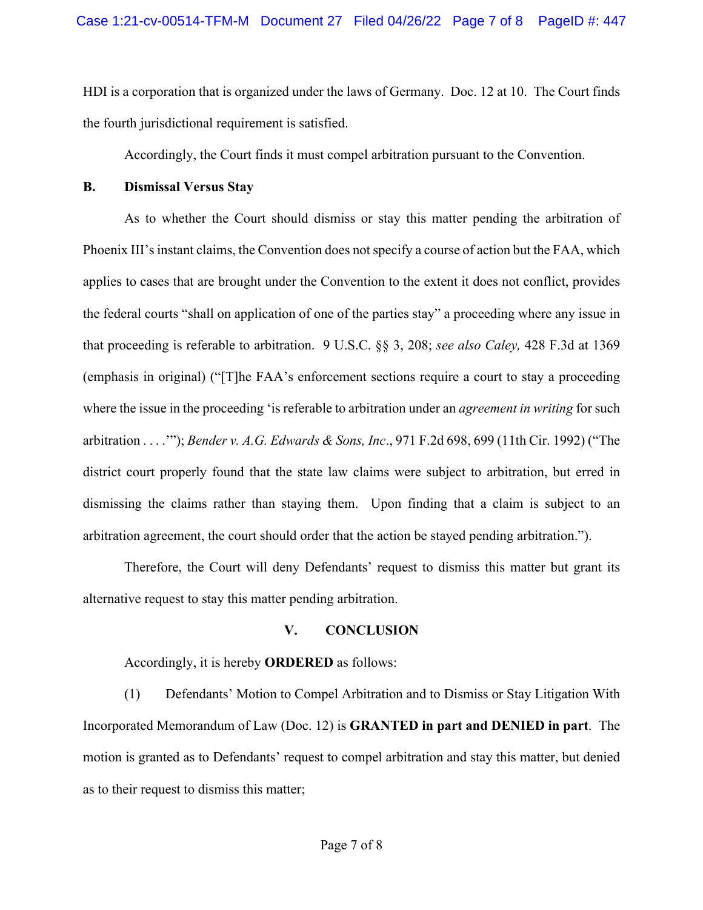HDI is a corporation that is organized under the laws of Germany. Doc. 12 at 10. The Court finds the fourth jurisdictional requirement is satisfied.

Accordingly, the Court finds it must compel arbitration pursuant to the Convention.

### B. Dismissal Versus Stay

As to whether the Court should dismiss or stay this matter pending the arbitration of Phoenix III's instant claims, the Convention does not specify a course of action but the FAA, which applies to cases that are brought under the Convention to the extent it does not conflict, provides the federal courts "shall on application of one of the parties stay" a proceeding where any issue in that proceeding is referable to arbitration. 9 U.S.C. §§ 3, 208; *see also Caley,* 428 F.3d at 1369 (emphasis in original) ("[T]he FAA's enforcement sections require a court to stay a proceeding where the issue in the proceeding 'is referable to arbitration under an *agreement in writing* for such arbitration . . . .'"); *Bender v. A.G. Edwards & Sons, Inc.*, 971 F.2d 698, 699 (11th Cir. 1992) ("The district court properly found that the state law claims were subject to arbitration, but erred in dismissing the claims rather than staying them. Upon finding that a claim is subject to an arbitration agreement, the court should order that the action be stayed pending arbitration.").

Therefore, the Court will deny Defendants' request to dismiss this matter but grant its alternative request to stay this matter pending arbitration.

## V. CONCLUSION

Accordingly, it is hereby **ORDERED** as follows:

(1) Defendants' Motion to Compel Arbitration and to Dismiss or Stay Litigation With Incorporated Memorandum of Law (Doc. 12) is **GRANTED in part and DENIED in part**. The motion is granted as to Defendants' request to compel arbitration and stay this matter, but denied as to their request to dismiss this matter;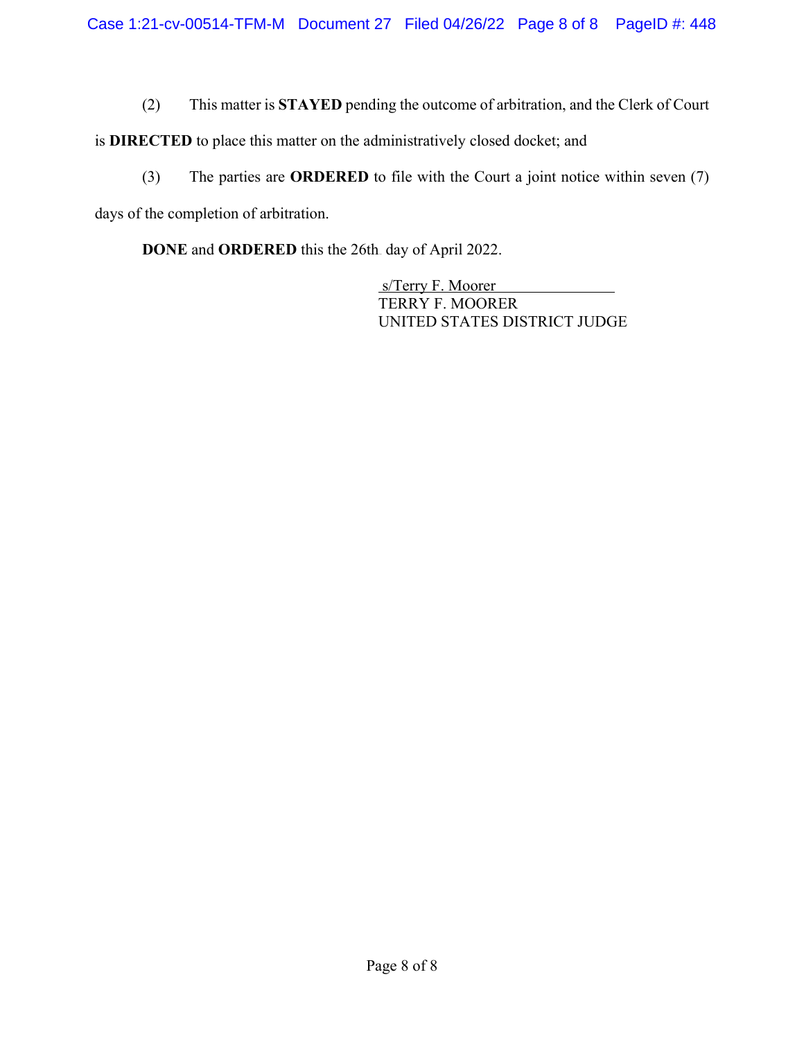(2) This matter is **STAYED** pending the outcome of arbitration, and the Clerk of Court is **DIRECTED** to place this matter on the administratively closed docket; and

(3) The parties are **ORDERED** to file with the Court a joint notice within seven (7) days of the completion of arbitration.

**DONE** and **ORDERED** this the 26th day of April 2022.

s/Terry F. Moorer
TERRY F. MOORER
UNITED STATES DISTRICT JUDGE